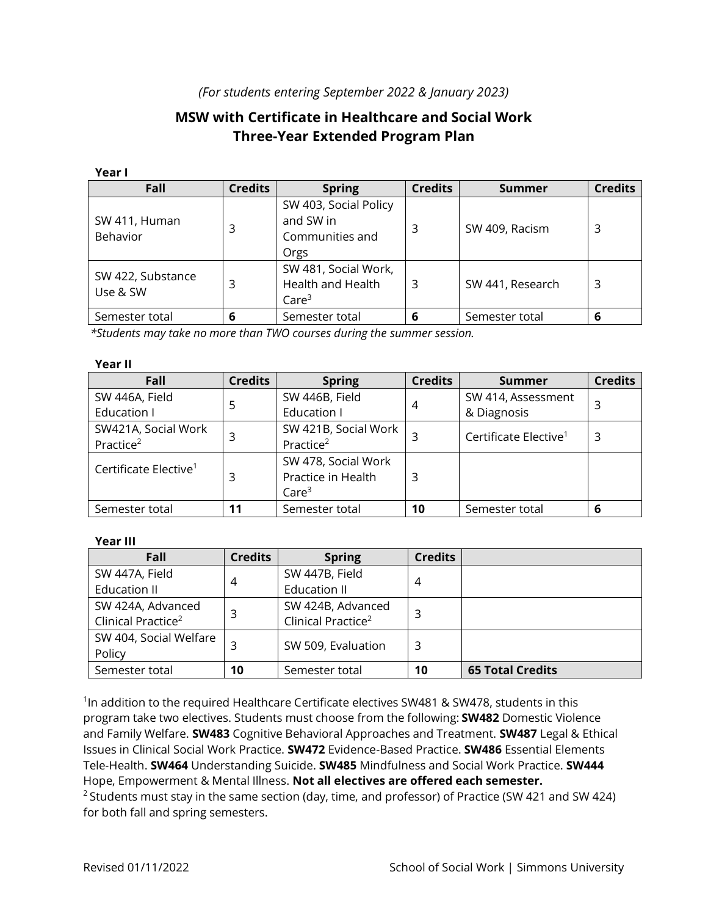*(For students entering September 2022 & January 2023)*

# MSW with Certificate in Healthcare and Social Work
# Three-Year Extended Program Plan

**Year I**

| Fall | Credits | Spring | Credits | Summer | Credits |
|---|---|---|---|---|---|
| SW 411, Human Behavior | 3 | SW 403, Social Policy and SW in Communities and Orgs | 3 | SW 409, Racism | 3 |
| SW 422, Substance Use & SW | 3 | SW 481, Social Work, Health and Health Care[3] | 3 | SW 441, Research | 3 |
| Semester total | **6** | Semester total | **6** | Semester total | **6** |

*\*Students may take no more than TWO courses during the summer session.*

**Year II**

| Fall | Credits | Spring | Credits | Summer | Credits |
|---|---|---|---|---|---|
| SW 446A, Field Education I | 5 | SW 446B, Field Education I | 4 | SW 414, Assessment & Diagnosis | 3 |
| SW421A, Social Work Practice[2] | 3 | SW 421B, Social Work Practice[2] | 3 | Certificate Elective[1] | 3 |
| Certificate Elective[1] | 3 | SW 478, Social Work Practice in Health Care[3] | 3 | | |
| Semester total | **11** | Semester total | **10** | Semester total | **6** |

**Year III**

| Fall | Credits | Spring | Credits | |
|---|---|---|---|---|
| SW 447A, Field Education II | 4 | SW 447B, Field Education II | 4 | |
| SW 424A, Advanced Clinical Practice[2] | 3 | SW 424B, Advanced Clinical Practice[2] | 3 | |
| SW 404, Social Welfare Policy | 3 | SW 509, Evaluation | 3 | |
| Semester total | **10** | Semester total | **10** | **65 Total Credits** |

[1]In addition to the required Healthcare Certificate electives SW481 & SW478, students in this program take two electives. Students must choose from the following: **SW482** Domestic Violence and Family Welfare. **SW483** Cognitive Behavioral Approaches and Treatment. **SW487** Legal & Ethical Issues in Clinical Social Work Practice. **SW472** Evidence-Based Practice. **SW486** Essential Elements Tele-Health. **SW464** Understanding Suicide. **SW485** Mindfulness and Social Work Practice. **SW444** Hope, Empowerment & Mental Illness. **Not all electives are offered each semester.**

[2] Students must stay in the same section (day, time, and professor) of Practice (SW 421 and SW 424) for both fall and spring semesters.

Revised 01/11/2022 | School of Social Work | Simmons University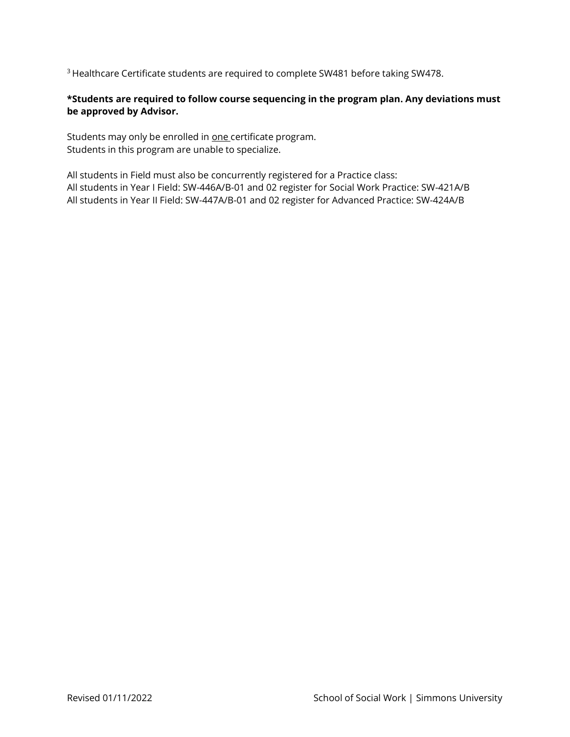[3] Healthcare Certificate students are required to complete SW481 before taking SW478.

**\*Students are required to follow course sequencing in the program plan. Any deviations must be approved by Advisor.**

Students may only be enrolled in <u>one</u> certificate program.
Students in this program are unable to specialize.

All students in Field must also be concurrently registered for a Practice class:
All students in Year I Field: SW-446A/B-01 and 02 register for Social Work Practice: SW-421A/B
All students in Year II Field: SW-447A/B-01 and 02 register for Advanced Practice: SW-424A/B

Revised 01/11/2022